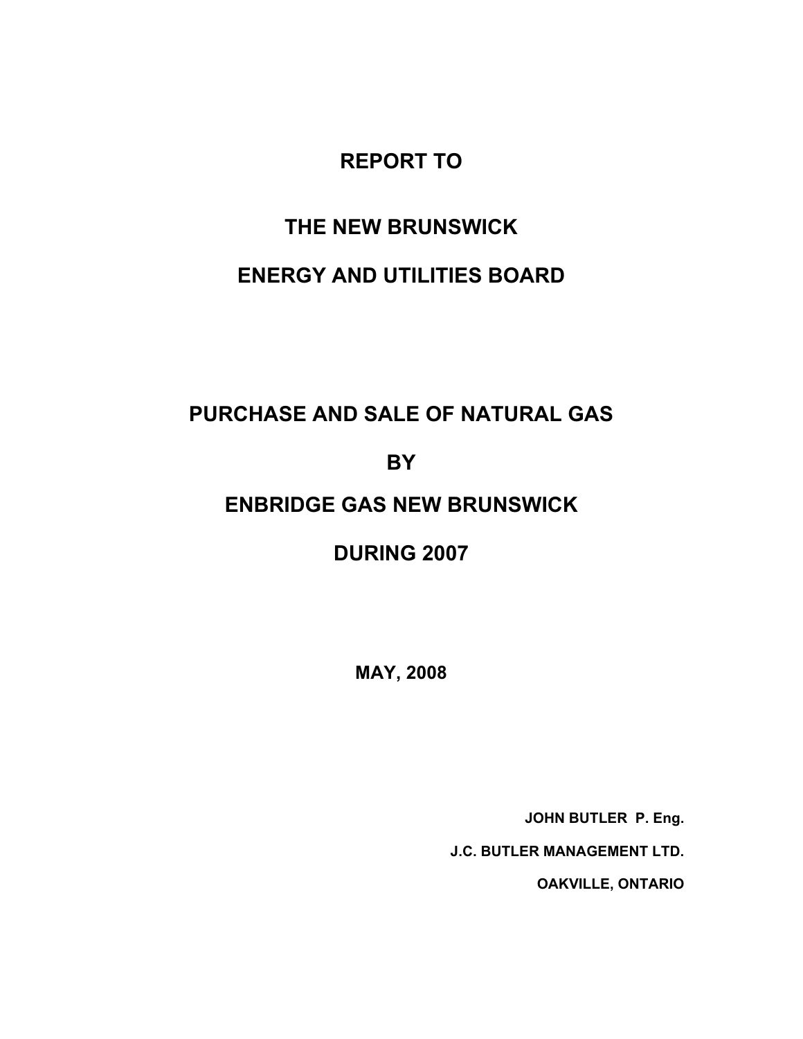# REPORT TO

# THE NEW BRUNSWICK

# ENERGY AND UTILITIES BOARD

# PURCHASE AND SALE OF NATURAL GAS

# BY

# ENBRIDGE GAS NEW BRUNSWICK

# DURING 2007

**MAY, 2008**

**JOHN BUTLER P. Eng.**

**J.C. BUTLER MANAGEMENT LTD.**

**OAKVILLE, ONTARIO**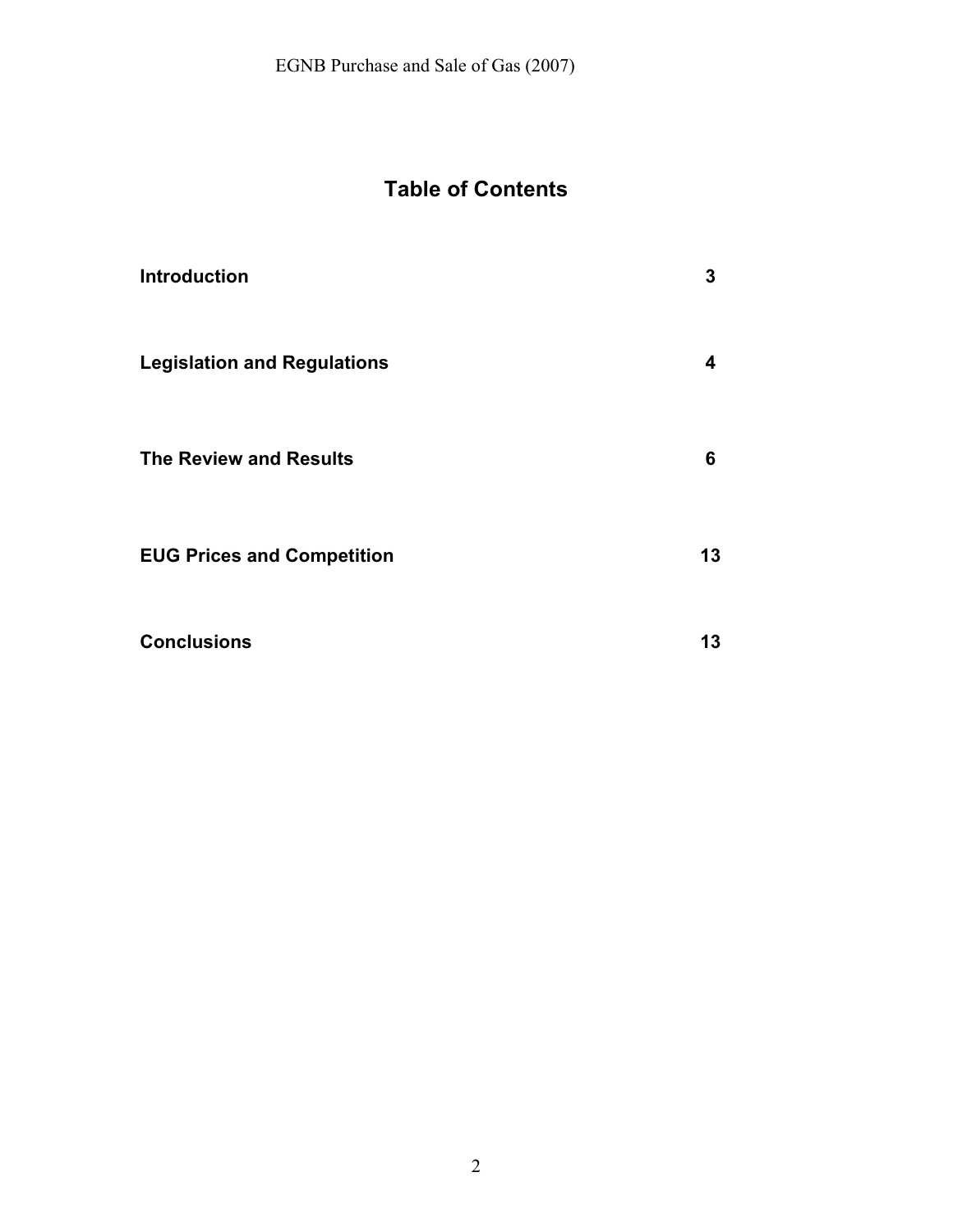# Table of Contents

| | |
|---|---|
| **Introduction** | **3** |
| **Legislation and Regulations** | **4** |
| **The Review and Results** | **6** |
| **EUG Prices and Competition** | **13** |
| **Conclusions** | **13** |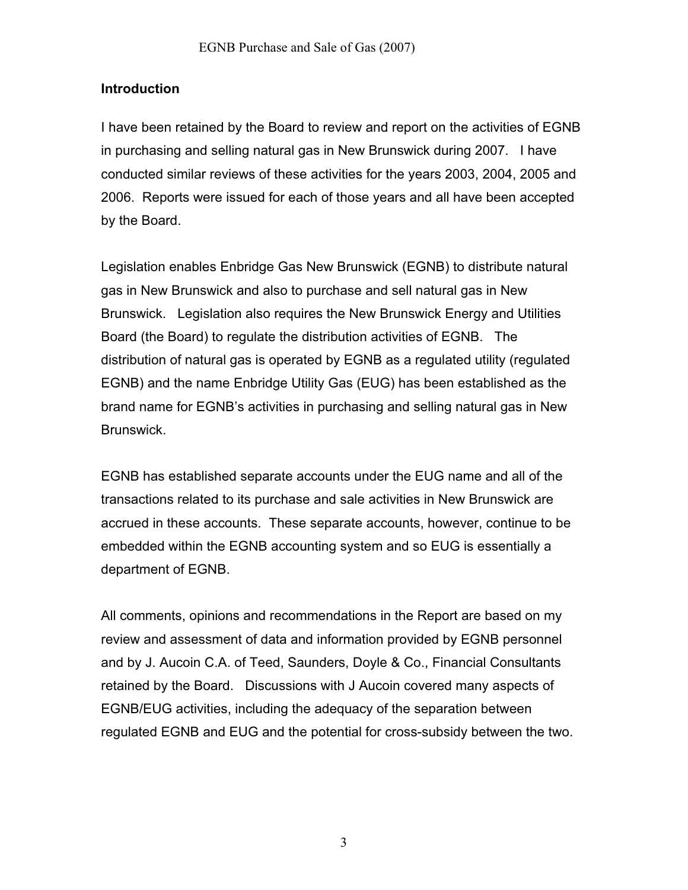## Introduction

I have been retained by the Board to review and report on the activities of EGNB in purchasing and selling natural gas in New Brunswick during 2007. I have conducted similar reviews of these activities for the years 2003, 2004, 2005 and 2006. Reports were issued for each of those years and all have been accepted by the Board.

Legislation enables Enbridge Gas New Brunswick (EGNB) to distribute natural gas in New Brunswick and also to purchase and sell natural gas in New Brunswick. Legislation also requires the New Brunswick Energy and Utilities Board (the Board) to regulate the distribution activities of EGNB. The distribution of natural gas is operated by EGNB as a regulated utility (regulated EGNB) and the name Enbridge Utility Gas (EUG) has been established as the brand name for EGNB's activities in purchasing and selling natural gas in New Brunswick.

EGNB has established separate accounts under the EUG name and all of the transactions related to its purchase and sale activities in New Brunswick are accrued in these accounts. These separate accounts, however, continue to be embedded within the EGNB accounting system and so EUG is essentially a department of EGNB.

All comments, opinions and recommendations in the Report are based on my review and assessment of data and information provided by EGNB personnel and by J. Aucoin C.A. of Teed, Saunders, Doyle & Co., Financial Consultants retained by the Board. Discussions with J Aucoin covered many aspects of EGNB/EUG activities, including the adequacy of the separation between regulated EGNB and EUG and the potential for cross-subsidy between the two.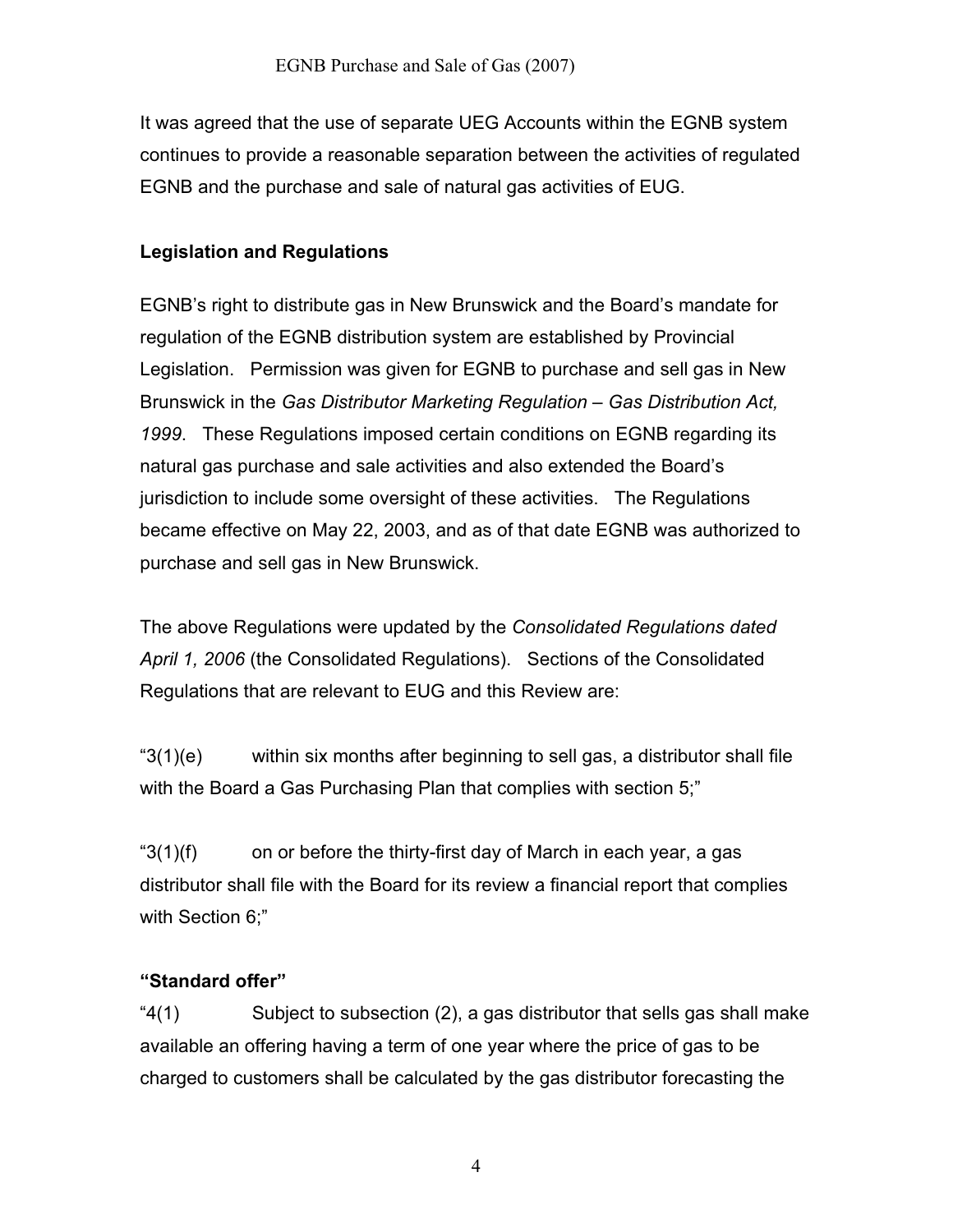It was agreed that the use of separate UEG Accounts within the EGNB system continues to provide a reasonable separation between the activities of regulated EGNB and the purchase and sale of natural gas activities of EUG.

**Legislation and Regulations**

EGNB's right to distribute gas in New Brunswick and the Board's mandate for regulation of the EGNB distribution system are established by Provincial Legislation. Permission was given for EGNB to purchase and sell gas in New Brunswick in the *Gas Distributor Marketing Regulation – Gas Distribution Act, 1999*. These Regulations imposed certain conditions on EGNB regarding its natural gas purchase and sale activities and also extended the Board's jurisdiction to include some oversight of these activities. The Regulations became effective on May 22, 2003, and as of that date EGNB was authorized to purchase and sell gas in New Brunswick.

The above Regulations were updated by the *Consolidated Regulations dated April 1, 2006* (the Consolidated Regulations). Sections of the Consolidated Regulations that are relevant to EUG and this Review are:

"3(1)(e) within six months after beginning to sell gas, a distributor shall file with the Board a Gas Purchasing Plan that complies with section 5;"

"3(1)(f) on or before the thirty-first day of March in each year, a gas distributor shall file with the Board for its review a financial report that complies with Section 6;"

**"Standard offer"**

"4(1) Subject to subsection (2), a gas distributor that sells gas shall make available an offering having a term of one year where the price of gas to be charged to customers shall be calculated by the gas distributor forecasting the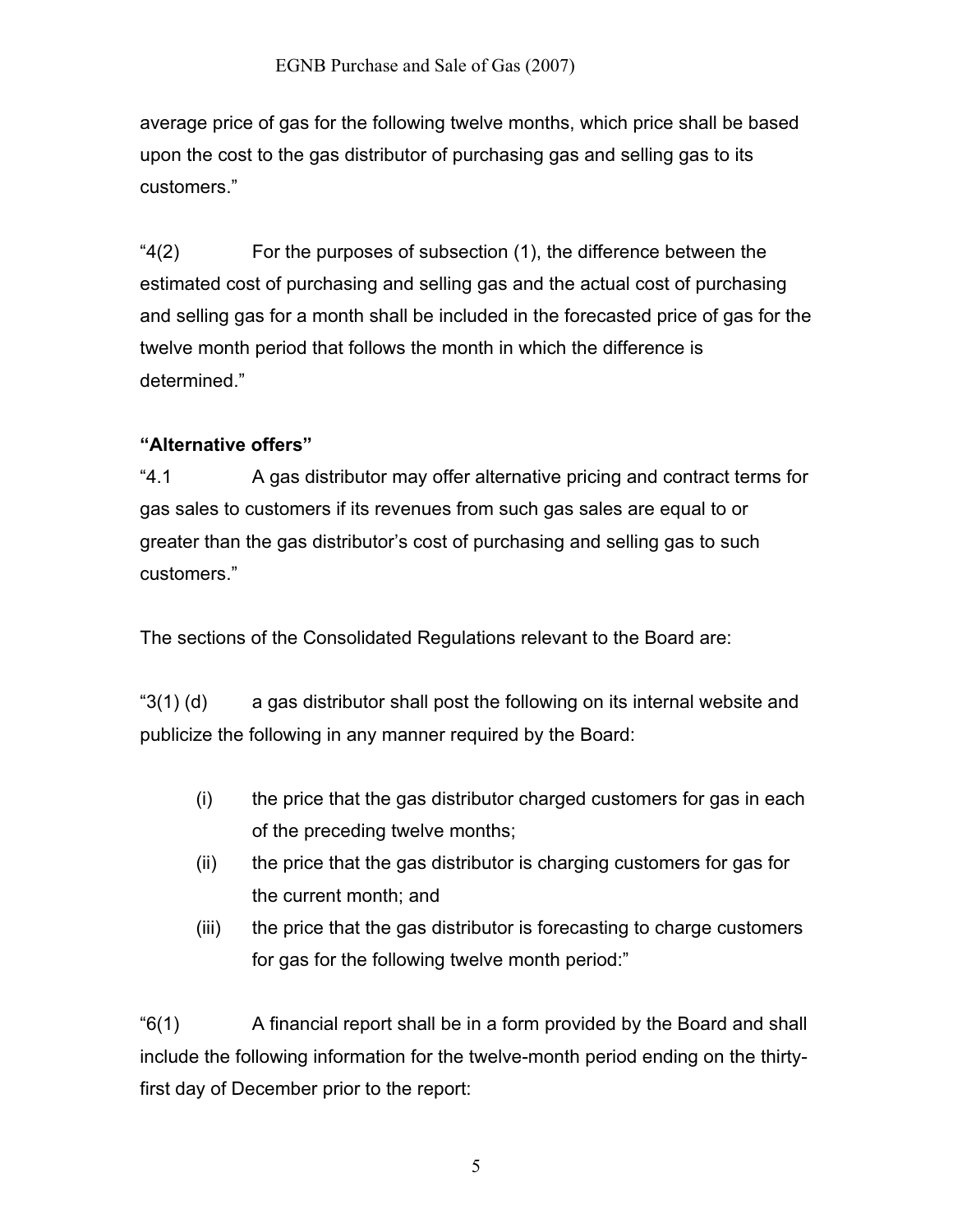average price of gas for the following twelve months, which price shall be based upon the cost to the gas distributor of purchasing gas and selling gas to its customers."

"4(2) For the purposes of subsection (1), the difference between the estimated cost of purchasing and selling gas and the actual cost of purchasing and selling gas for a month shall be included in the forecasted price of gas for the twelve month period that follows the month in which the difference is determined."

**"Alternative offers"**

"4.1 A gas distributor may offer alternative pricing and contract terms for gas sales to customers if its revenues from such gas sales are equal to or greater than the gas distributor's cost of purchasing and selling gas to such customers."

The sections of the Consolidated Regulations relevant to the Board are:

"3(1) (d) a gas distributor shall post the following on its internal website and publicize the following in any manner required by the Board:

- (i) the price that the gas distributor charged customers for gas in each of the preceding twelve months;
- (ii) the price that the gas distributor is charging customers for gas for the current month; and
- (iii) the price that the gas distributor is forecasting to charge customers for gas for the following twelve month period:"

"6(1) A financial report shall be in a form provided by the Board and shall include the following information for the twelve-month period ending on the thirty-first day of December prior to the report: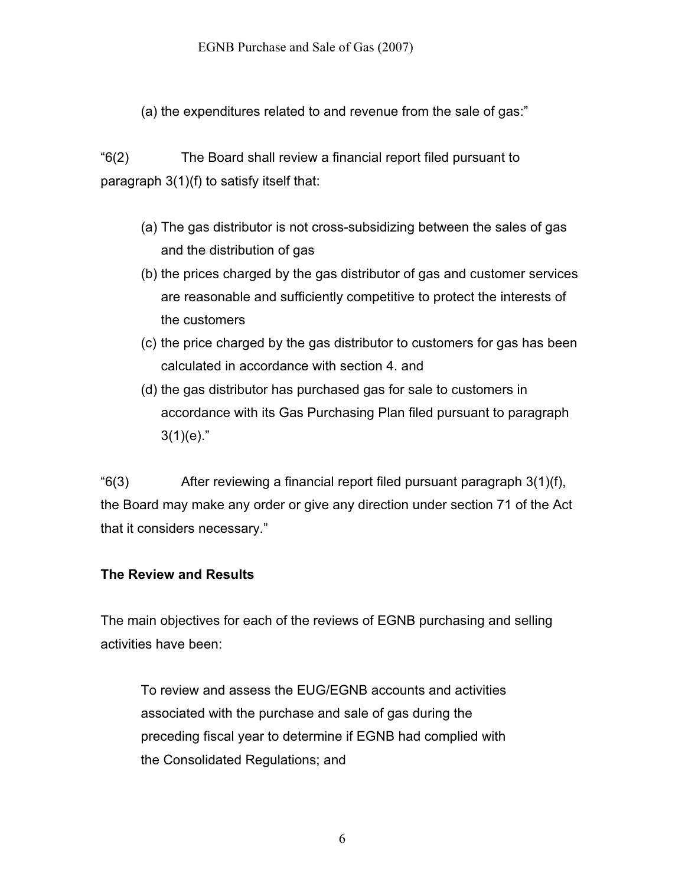(a) the expenditures related to and revenue from the sale of gas:"

"6(2) The Board shall review a financial report filed pursuant to paragraph 3(1)(f) to satisfy itself that:

(a) The gas distributor is not cross-subsidizing between the sales of gas and the distribution of gas
(b) the prices charged by the gas distributor of gas and customer services are reasonable and sufficiently competitive to protect the interests of the customers
(c) the price charged by the gas distributor to customers for gas has been calculated in accordance with section 4. and
(d) the gas distributor has purchased gas for sale to customers in accordance with its Gas Purchasing Plan filed pursuant to paragraph 3(1)(e)."

"6(3) After reviewing a financial report filed pursuant paragraph 3(1)(f), the Board may make any order or give any direction under section 71 of the Act that it considers necessary."

**The Review and Results**

The main objectives for each of the reviews of EGNB purchasing and selling activities have been:

> To review and assess the EUG/EGNB accounts and activities associated with the purchase and sale of gas during the preceding fiscal year to determine if EGNB had complied with the Consolidated Regulations; and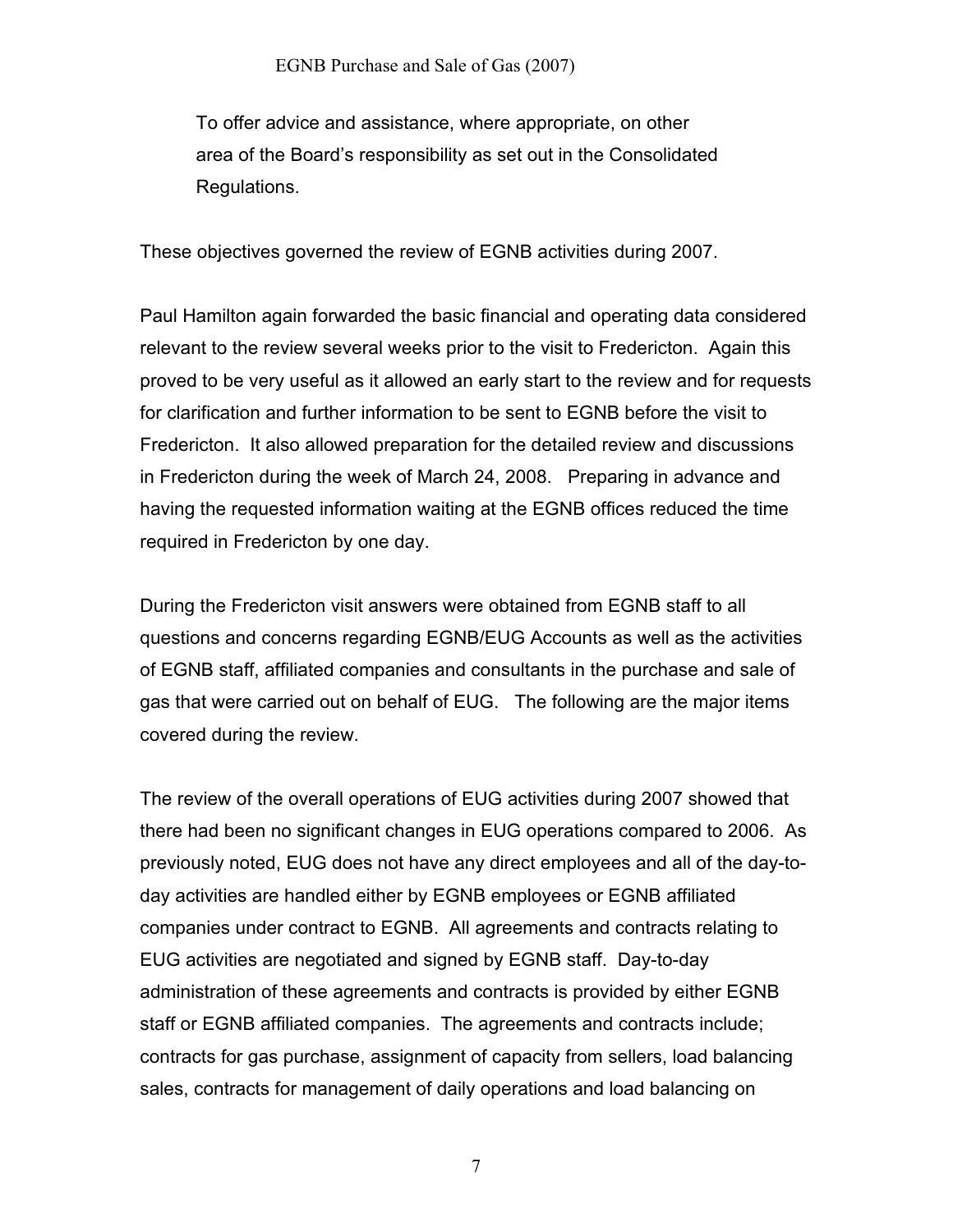To offer advice and assistance, where appropriate, on other area of the Board's responsibility as set out in the Consolidated Regulations.

These objectives governed the review of EGNB activities during 2007.

Paul Hamilton again forwarded the basic financial and operating data considered relevant to the review several weeks prior to the visit to Fredericton. Again this proved to be very useful as it allowed an early start to the review and for requests for clarification and further information to be sent to EGNB before the visit to Fredericton. It also allowed preparation for the detailed review and discussions in Fredericton during the week of March 24, 2008. Preparing in advance and having the requested information waiting at the EGNB offices reduced the time required in Fredericton by one day.

During the Fredericton visit answers were obtained from EGNB staff to all questions and concerns regarding EGNB/EUG Accounts as well as the activities of EGNB staff, affiliated companies and consultants in the purchase and sale of gas that were carried out on behalf of EUG. The following are the major items covered during the review.

The review of the overall operations of EUG activities during 2007 showed that there had been no significant changes in EUG operations compared to 2006. As previously noted, EUG does not have any direct employees and all of the day-to-day activities are handled either by EGNB employees or EGNB affiliated companies under contract to EGNB. All agreements and contracts relating to EUG activities are negotiated and signed by EGNB staff. Day-to-day administration of these agreements and contracts is provided by either EGNB staff or EGNB affiliated companies. The agreements and contracts include; contracts for gas purchase, assignment of capacity from sellers, load balancing sales, contracts for management of daily operations and load balancing on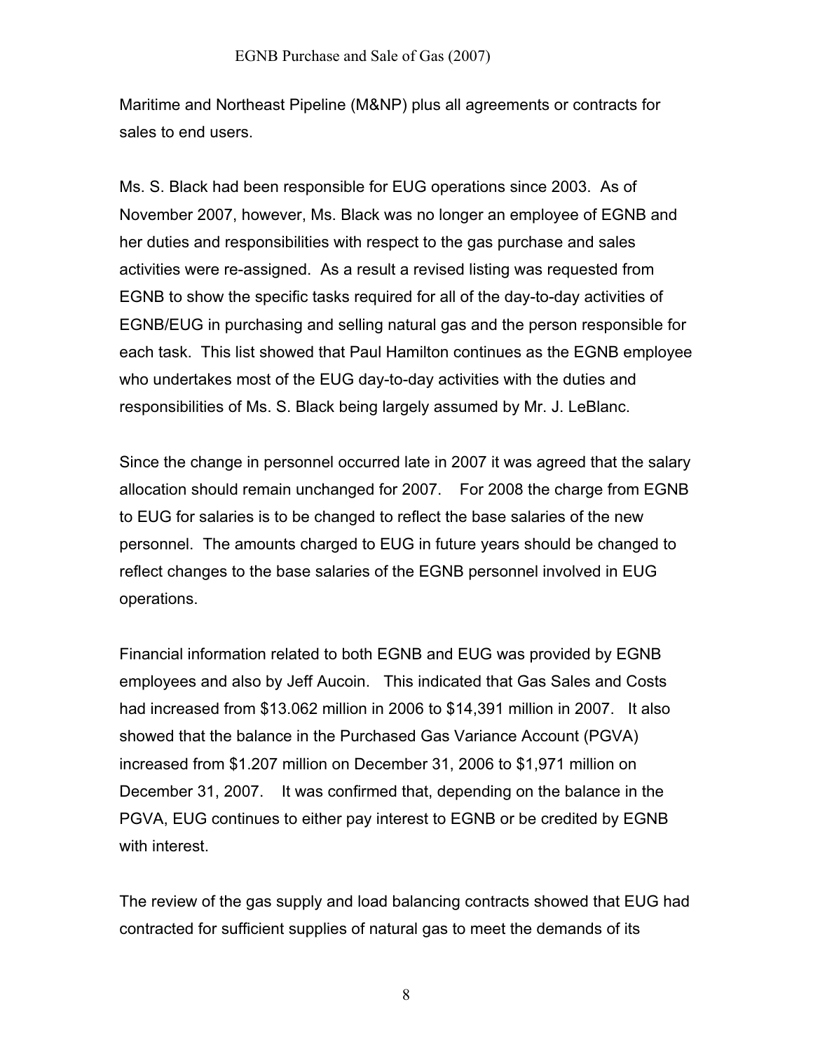Maritime and Northeast Pipeline (M&NP) plus all agreements or contracts for sales to end users.

Ms. S. Black had been responsible for EUG operations since 2003. As of November 2007, however, Ms. Black was no longer an employee of EGNB and her duties and responsibilities with respect to the gas purchase and sales activities were re-assigned. As a result a revised listing was requested from EGNB to show the specific tasks required for all of the day-to-day activities of EGNB/EUG in purchasing and selling natural gas and the person responsible for each task. This list showed that Paul Hamilton continues as the EGNB employee who undertakes most of the EUG day-to-day activities with the duties and responsibilities of Ms. S. Black being largely assumed by Mr. J. LeBlanc.

Since the change in personnel occurred late in 2007 it was agreed that the salary allocation should remain unchanged for 2007. For 2008 the charge from EGNB to EUG for salaries is to be changed to reflect the base salaries of the new personnel. The amounts charged to EUG in future years should be changed to reflect changes to the base salaries of the EGNB personnel involved in EUG operations.

Financial information related to both EGNB and EUG was provided by EGNB employees and also by Jeff Aucoin. This indicated that Gas Sales and Costs had increased from $13.062 million in 2006 to $14,391 million in 2007. It also showed that the balance in the Purchased Gas Variance Account (PGVA) increased from $1.207 million on December 31, 2006 to $1,971 million on December 31, 2007. It was confirmed that, depending on the balance in the PGVA, EUG continues to either pay interest to EGNB or be credited by EGNB with interest.

The review of the gas supply and load balancing contracts showed that EUG had contracted for sufficient supplies of natural gas to meet the demands of its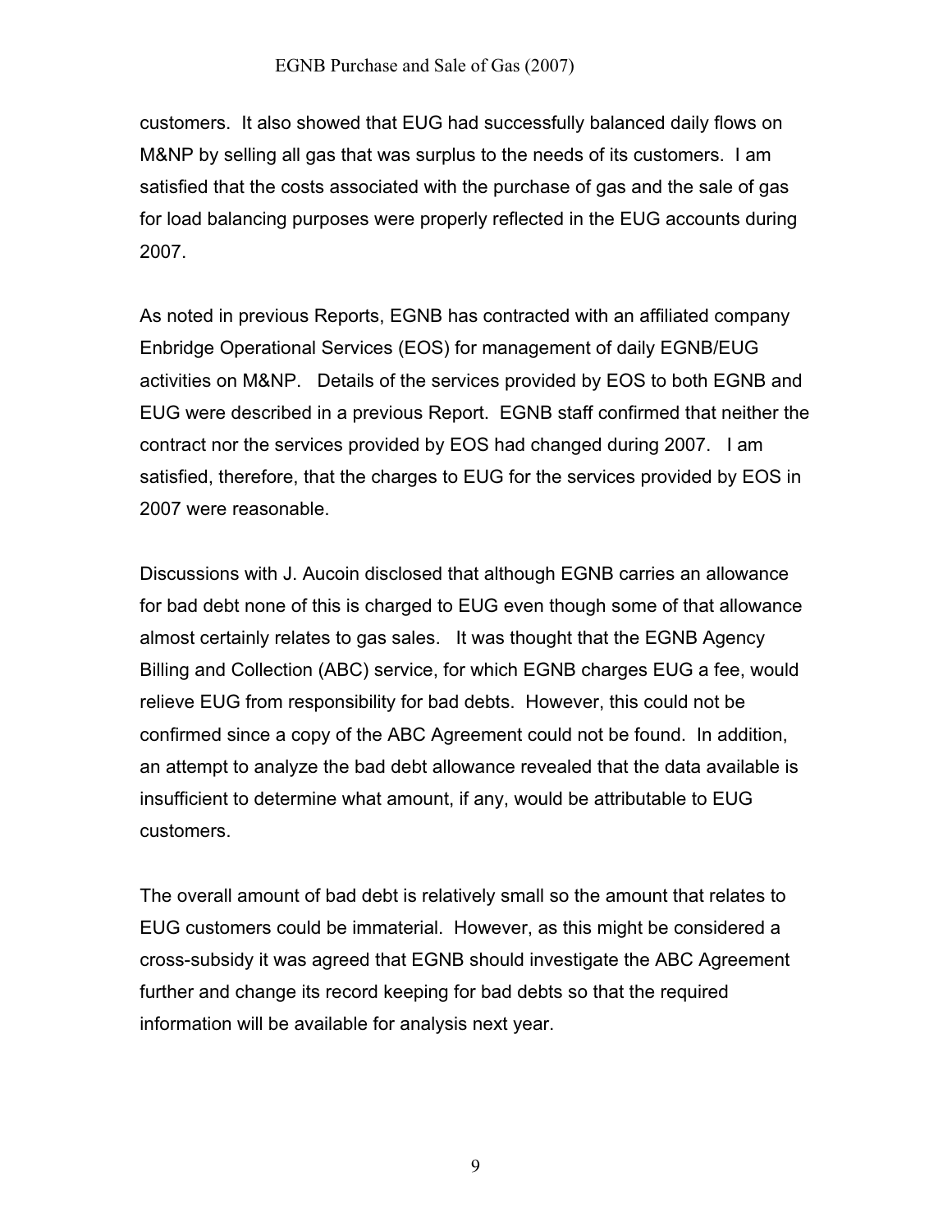customers. It also showed that EUG had successfully balanced daily flows on M&NP by selling all gas that was surplus to the needs of its customers. I am satisfied that the costs associated with the purchase of gas and the sale of gas for load balancing purposes were properly reflected in the EUG accounts during 2007.

As noted in previous Reports, EGNB has contracted with an affiliated company Enbridge Operational Services (EOS) for management of daily EGNB/EUG activities on M&NP. Details of the services provided by EOS to both EGNB and EUG were described in a previous Report. EGNB staff confirmed that neither the contract nor the services provided by EOS had changed during 2007. I am satisfied, therefore, that the charges to EUG for the services provided by EOS in 2007 were reasonable.

Discussions with J. Aucoin disclosed that although EGNB carries an allowance for bad debt none of this is charged to EUG even though some of that allowance almost certainly relates to gas sales. It was thought that the EGNB Agency Billing and Collection (ABC) service, for which EGNB charges EUG a fee, would relieve EUG from responsibility for bad debts. However, this could not be confirmed since a copy of the ABC Agreement could not be found. In addition, an attempt to analyze the bad debt allowance revealed that the data available is insufficient to determine what amount, if any, would be attributable to EUG customers.

The overall amount of bad debt is relatively small so the amount that relates to EUG customers could be immaterial. However, as this might be considered a cross-subsidy it was agreed that EGNB should investigate the ABC Agreement further and change its record keeping for bad debts so that the required information will be available for analysis next year.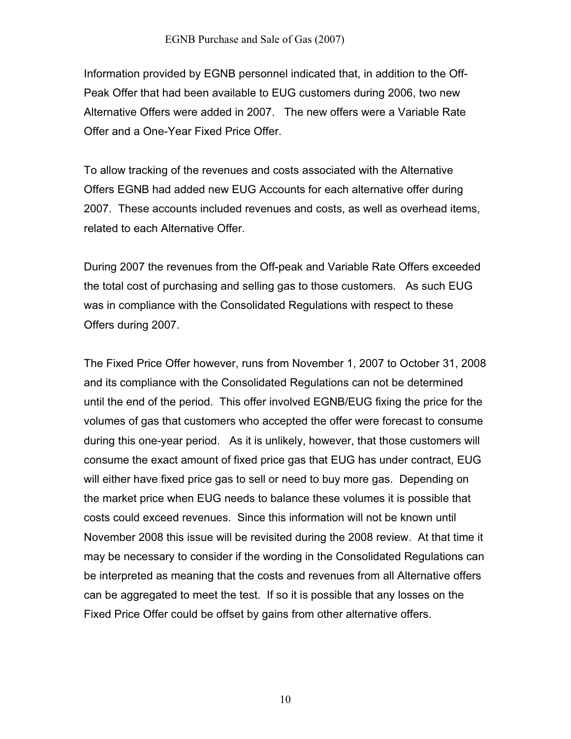Information provided by EGNB personnel indicated that, in addition to the Off-Peak Offer that had been available to EUG customers during 2006, two new Alternative Offers were added in 2007. The new offers were a Variable Rate Offer and a One-Year Fixed Price Offer.

To allow tracking of the revenues and costs associated with the Alternative Offers EGNB had added new EUG Accounts for each alternative offer during 2007. These accounts included revenues and costs, as well as overhead items, related to each Alternative Offer.

During 2007 the revenues from the Off-peak and Variable Rate Offers exceeded the total cost of purchasing and selling gas to those customers. As such EUG was in compliance with the Consolidated Regulations with respect to these Offers during 2007.

The Fixed Price Offer however, runs from November 1, 2007 to October 31, 2008 and its compliance with the Consolidated Regulations can not be determined until the end of the period. This offer involved EGNB/EUG fixing the price for the volumes of gas that customers who accepted the offer were forecast to consume during this one-year period. As it is unlikely, however, that those customers will consume the exact amount of fixed price gas that EUG has under contract, EUG will either have fixed price gas to sell or need to buy more gas. Depending on the market price when EUG needs to balance these volumes it is possible that costs could exceed revenues. Since this information will not be known until November 2008 this issue will be revisited during the 2008 review. At that time it may be necessary to consider if the wording in the Consolidated Regulations can be interpreted as meaning that the costs and revenues from all Alternative offers can be aggregated to meet the test. If so it is possible that any losses on the Fixed Price Offer could be offset by gains from other alternative offers.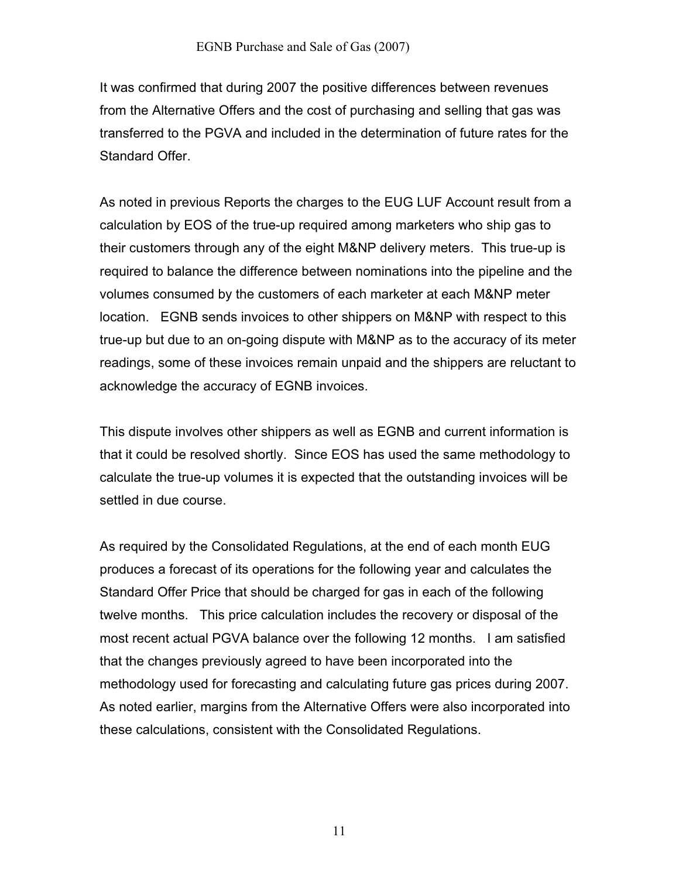It was confirmed that during 2007 the positive differences between revenues from the Alternative Offers and the cost of purchasing and selling that gas was transferred to the PGVA and included in the determination of future rates for the Standard Offer.

As noted in previous Reports the charges to the EUG LUF Account result from a calculation by EOS of the true-up required among marketers who ship gas to their customers through any of the eight M&NP delivery meters. This true-up is required to balance the difference between nominations into the pipeline and the volumes consumed by the customers of each marketer at each M&NP meter location. EGNB sends invoices to other shippers on M&NP with respect to this true-up but due to an on-going dispute with M&NP as to the accuracy of its meter readings, some of these invoices remain unpaid and the shippers are reluctant to acknowledge the accuracy of EGNB invoices.

This dispute involves other shippers as well as EGNB and current information is that it could be resolved shortly. Since EOS has used the same methodology to calculate the true-up volumes it is expected that the outstanding invoices will be settled in due course.

As required by the Consolidated Regulations, at the end of each month EUG produces a forecast of its operations for the following year and calculates the Standard Offer Price that should be charged for gas in each of the following twelve months. This price calculation includes the recovery or disposal of the most recent actual PGVA balance over the following 12 months. I am satisfied that the changes previously agreed to have been incorporated into the methodology used for forecasting and calculating future gas prices during 2007. As noted earlier, margins from the Alternative Offers were also incorporated into these calculations, consistent with the Consolidated Regulations.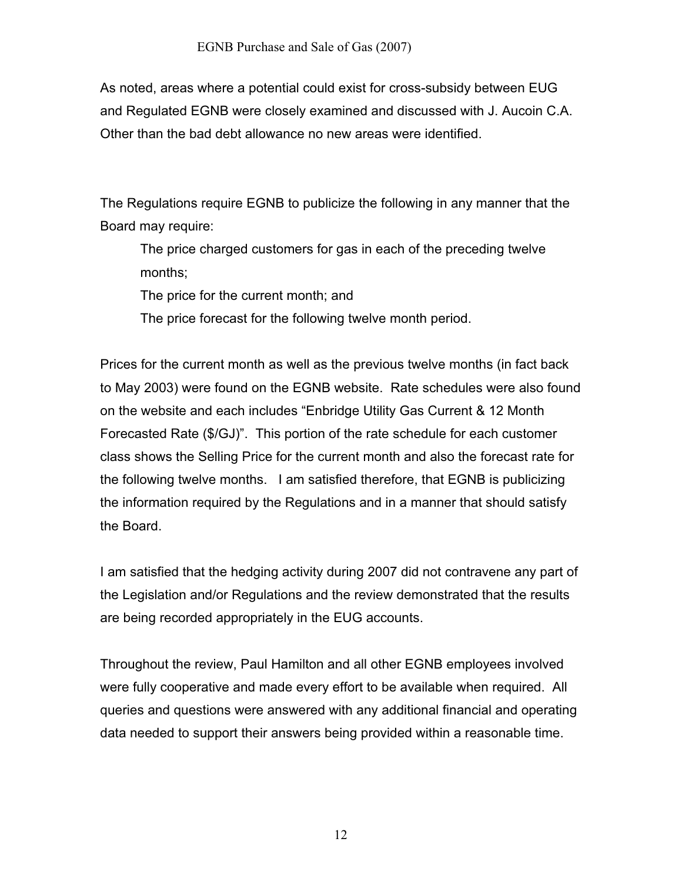As noted, areas where a potential could exist for cross-subsidy between EUG and Regulated EGNB were closely examined and discussed with J. Aucoin C.A. Other than the bad debt allowance no new areas were identified.

The Regulations require EGNB to publicize the following in any manner that the Board may require:

> The price charged customers for gas in each of the preceding twelve months;
>
> The price for the current month; and
>
> The price forecast for the following twelve month period.

Prices for the current month as well as the previous twelve months (in fact back to May 2003) were found on the EGNB website. Rate schedules were also found on the website and each includes "Enbridge Utility Gas Current & 12 Month Forecasted Rate ($/GJ)". This portion of the rate schedule for each customer class shows the Selling Price for the current month and also the forecast rate for the following twelve months. I am satisfied therefore, that EGNB is publicizing the information required by the Regulations and in a manner that should satisfy the Board.

I am satisfied that the hedging activity during 2007 did not contravene any part of the Legislation and/or Regulations and the review demonstrated that the results are being recorded appropriately in the EUG accounts.

Throughout the review, Paul Hamilton and all other EGNB employees involved were fully cooperative and made every effort to be available when required. All queries and questions were answered with any additional financial and operating data needed to support their answers being provided within a reasonable time.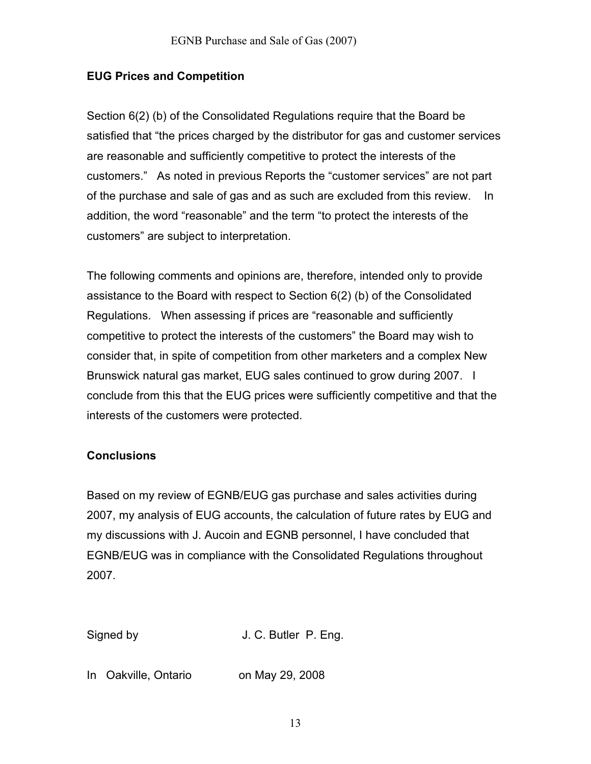## EUG Prices and Competition

Section 6(2) (b) of the Consolidated Regulations require that the Board be satisfied that "the prices charged by the distributor for gas and customer services are reasonable and sufficiently competitive to protect the interests of the customers." As noted in previous Reports the "customer services" are not part of the purchase and sale of gas and as such are excluded from this review. In addition, the word "reasonable" and the term "to protect the interests of the customers" are subject to interpretation.

The following comments and opinions are, therefore, intended only to provide assistance to the Board with respect to Section 6(2) (b) of the Consolidated Regulations. When assessing if prices are "reasonable and sufficiently competitive to protect the interests of the customers" the Board may wish to consider that, in spite of competition from other marketers and a complex New Brunswick natural gas market, EUG sales continued to grow during 2007. I conclude from this that the EUG prices were sufficiently competitive and that the interests of the customers were protected.

## Conclusions

Based on my review of EGNB/EUG gas purchase and sales activities during 2007, my analysis of EUG accounts, the calculation of future rates by EUG and my discussions with J. Aucoin and EGNB personnel, I have concluded that EGNB/EUG was in compliance with the Consolidated Regulations throughout 2007.

Signed by J. C. Butler P. Eng.

In Oakville, Ontario on May 29, 2008